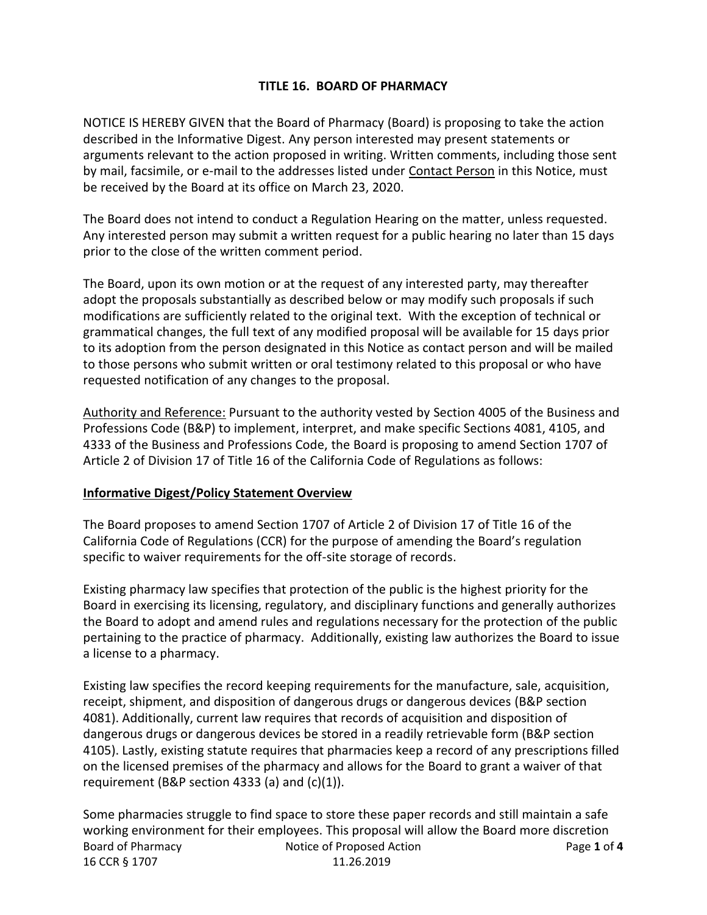# TITLE 16. BOARD OF PHARMACY

NOTICE IS HEREBY GIVEN that the Board of Pharmacy (Board) is proposing to take the action described in the Informative Digest. Any person interested may present statements or arguments relevant to the action proposed in writing. Written comments, including those sent by mail, facsimile, or e-mail to the addresses listed under Contact Person in this Notice, must be received by the Board at its office on March 23, 2020.

The Board does not intend to conduct a Regulation Hearing on the matter, unless requested. Any interested person may submit a written request for a public hearing no later than 15 days prior to the close of the written comment period.

The Board, upon its own motion or at the request of any interested party, may thereafter adopt the proposals substantially as described below or may modify such proposals if such modifications are sufficiently related to the original text. With the exception of technical or grammatical changes, the full text of any modified proposal will be available for 15 days prior to its adoption from the person designated in this Notice as contact person and will be mailed to those persons who submit written or oral testimony related to this proposal or who have requested notification of any changes to the proposal.

Authority and Reference: Pursuant to the authority vested by Section 4005 of the Business and Professions Code (B&P) to implement, interpret, and make specific Sections 4081, 4105, and 4333 of the Business and Professions Code, the Board is proposing to amend Section 1707 of Article 2 of Division 17 of Title 16 of the California Code of Regulations as follows:

## Informative Digest/Policy Statement Overview

The Board proposes to amend Section 1707 of Article 2 of Division 17 of Title 16 of the California Code of Regulations (CCR) for the purpose of amending the Board's regulation specific to waiver requirements for the off-site storage of records.

Existing pharmacy law specifies that protection of the public is the highest priority for the Board in exercising its licensing, regulatory, and disciplinary functions and generally authorizes the Board to adopt and amend rules and regulations necessary for the protection of the public pertaining to the practice of pharmacy. Additionally, existing law authorizes the Board to issue a license to a pharmacy.

Existing law specifies the record keeping requirements for the manufacture, sale, acquisition, receipt, shipment, and disposition of dangerous drugs or dangerous devices (B&P section 4081). Additionally, current law requires that records of acquisition and disposition of dangerous drugs or dangerous devices be stored in a readily retrievable form (B&P section 4105). Lastly, existing statute requires that pharmacies keep a record of any prescriptions filled on the licensed premises of the pharmacy and allows for the Board to grant a waiver of that requirement (B&P section 4333 (a) and (c)(1)).

Some pharmacies struggle to find space to store these paper records and still maintain a safe working environment for their employees. This proposal will allow the Board more discretion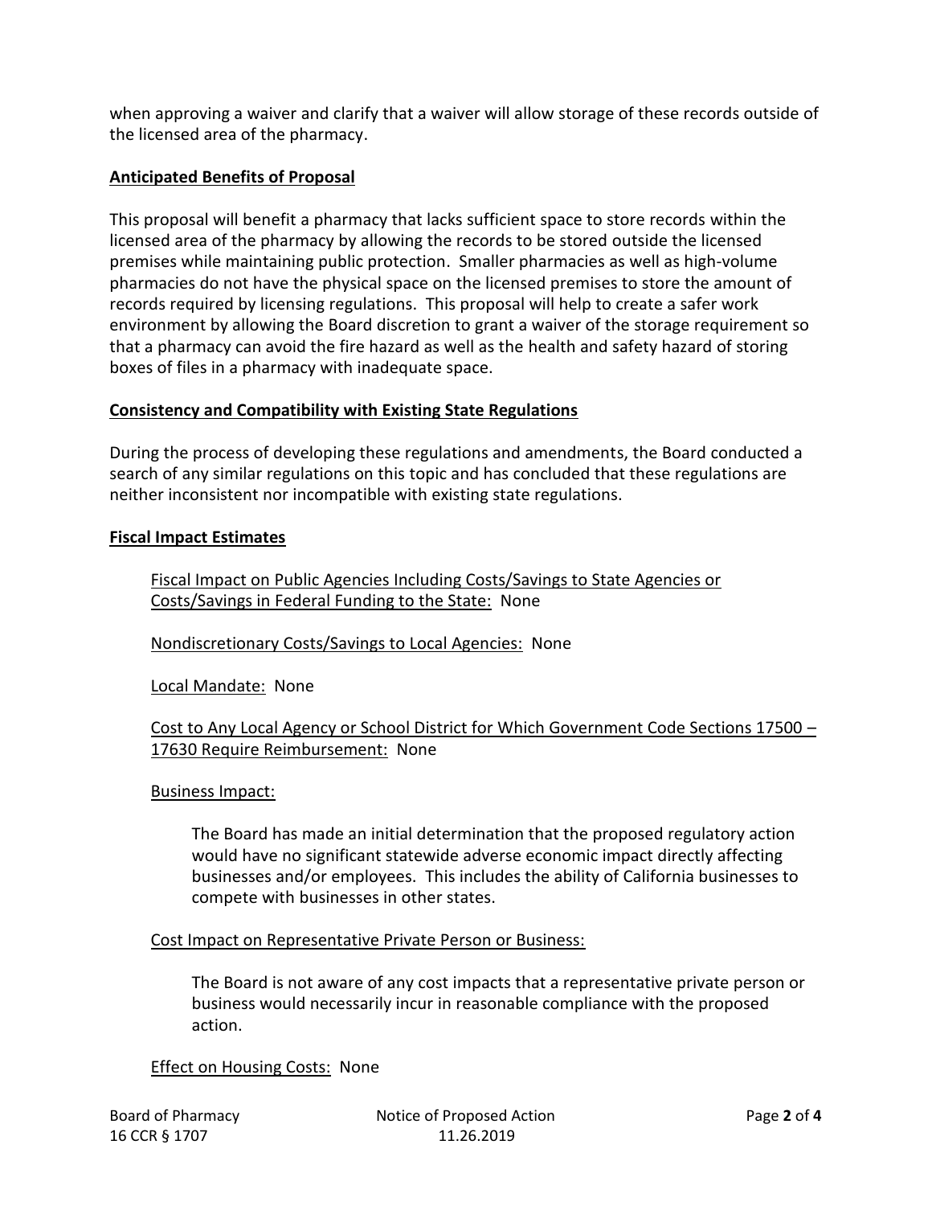when approving a waiver and clarify that a waiver will allow storage of these records outside of the licensed area of the pharmacy.

## Anticipated Benefits of Proposal

This proposal will benefit a pharmacy that lacks sufficient space to store records within the licensed area of the pharmacy by allowing the records to be stored outside the licensed premises while maintaining public protection. Smaller pharmacies as well as high-volume pharmacies do not have the physical space on the licensed premises to store the amount of records required by licensing regulations. This proposal will help to create a safer work environment by allowing the Board discretion to grant a waiver of the storage requirement so that a pharmacy can avoid the fire hazard as well as the health and safety hazard of storing boxes of files in a pharmacy with inadequate space.

## Consistency and Compatibility with Existing State Regulations

During the process of developing these regulations and amendments, the Board conducted a search of any similar regulations on this topic and has concluded that these regulations are neither inconsistent nor incompatible with existing state regulations.

## Fiscal Impact Estimates

Fiscal Impact on Public Agencies Including Costs/Savings to State Agencies or Costs/Savings in Federal Funding to the State: None

Nondiscretionary Costs/Savings to Local Agencies: None

Local Mandate: None

Cost to Any Local Agency or School District for Which Government Code Sections 17500 – 17630 Require Reimbursement: None

Business Impact:

The Board has made an initial determination that the proposed regulatory action would have no significant statewide adverse economic impact directly affecting businesses and/or employees. This includes the ability of California businesses to compete with businesses in other states.

Cost Impact on Representative Private Person or Business:

The Board is not aware of any cost impacts that a representative private person or business would necessarily incur in reasonable compliance with the proposed action.

Effect on Housing Costs: None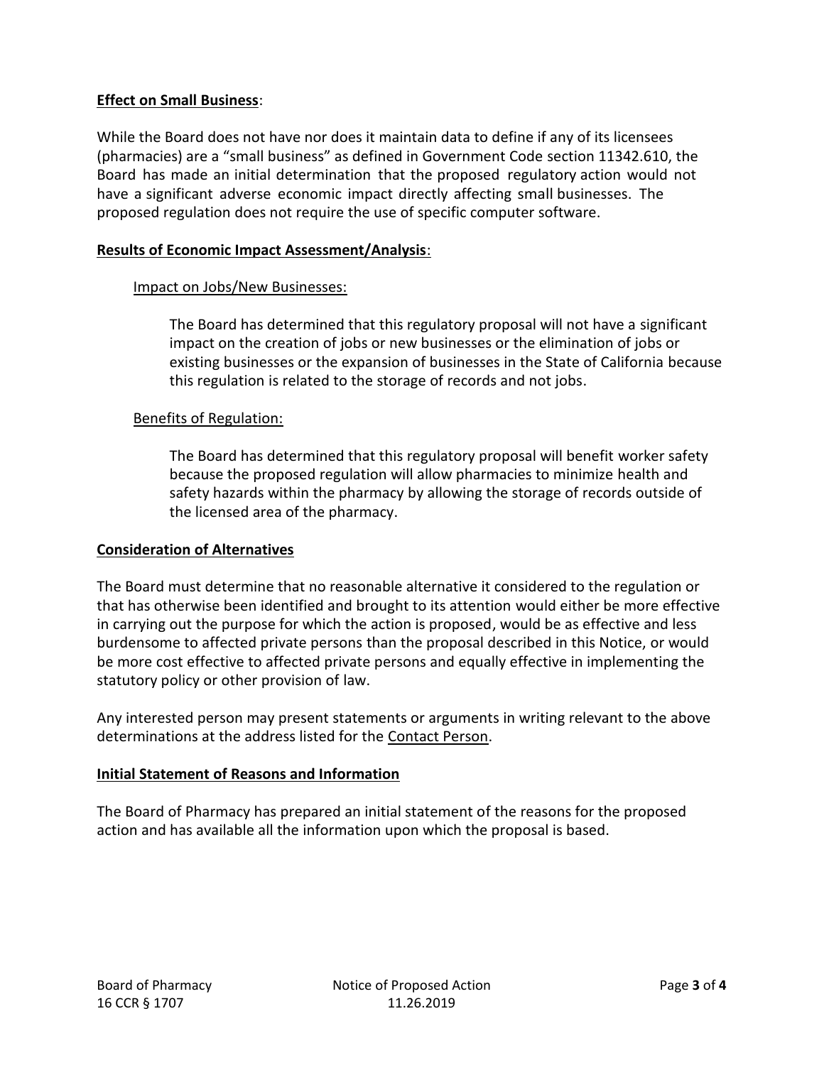**Effect on Small Business**:

While the Board does not have nor does it maintain data to define if any of its licensees (pharmacies) are a "small business" as defined in Government Code section 11342.610, the Board has made an initial determination that the proposed regulatory action would not have a significant adverse economic impact directly affecting small businesses. The proposed regulation does not require the use of specific computer software.

**Results of Economic Impact Assessment/Analysis**:

Impact on Jobs/New Businesses:

The Board has determined that this regulatory proposal will not have a significant impact on the creation of jobs or new businesses or the elimination of jobs or existing businesses or the expansion of businesses in the State of California because this regulation is related to the storage of records and not jobs.

Benefits of Regulation:

The Board has determined that this regulatory proposal will benefit worker safety because the proposed regulation will allow pharmacies to minimize health and safety hazards within the pharmacy by allowing the storage of records outside of the licensed area of the pharmacy.

**Consideration of Alternatives**

The Board must determine that no reasonable alternative it considered to the regulation or that has otherwise been identified and brought to its attention would either be more effective in carrying out the purpose for which the action is proposed, would be as effective and less burdensome to affected private persons than the proposal described in this Notice, or would be more cost effective to affected private persons and equally effective in implementing the statutory policy or other provision of law.

Any interested person may present statements or arguments in writing relevant to the above determinations at the address listed for the Contact Person.

**Initial Statement of Reasons and Information**

The Board of Pharmacy has prepared an initial statement of the reasons for the proposed action and has available all the information upon which the proposal is based.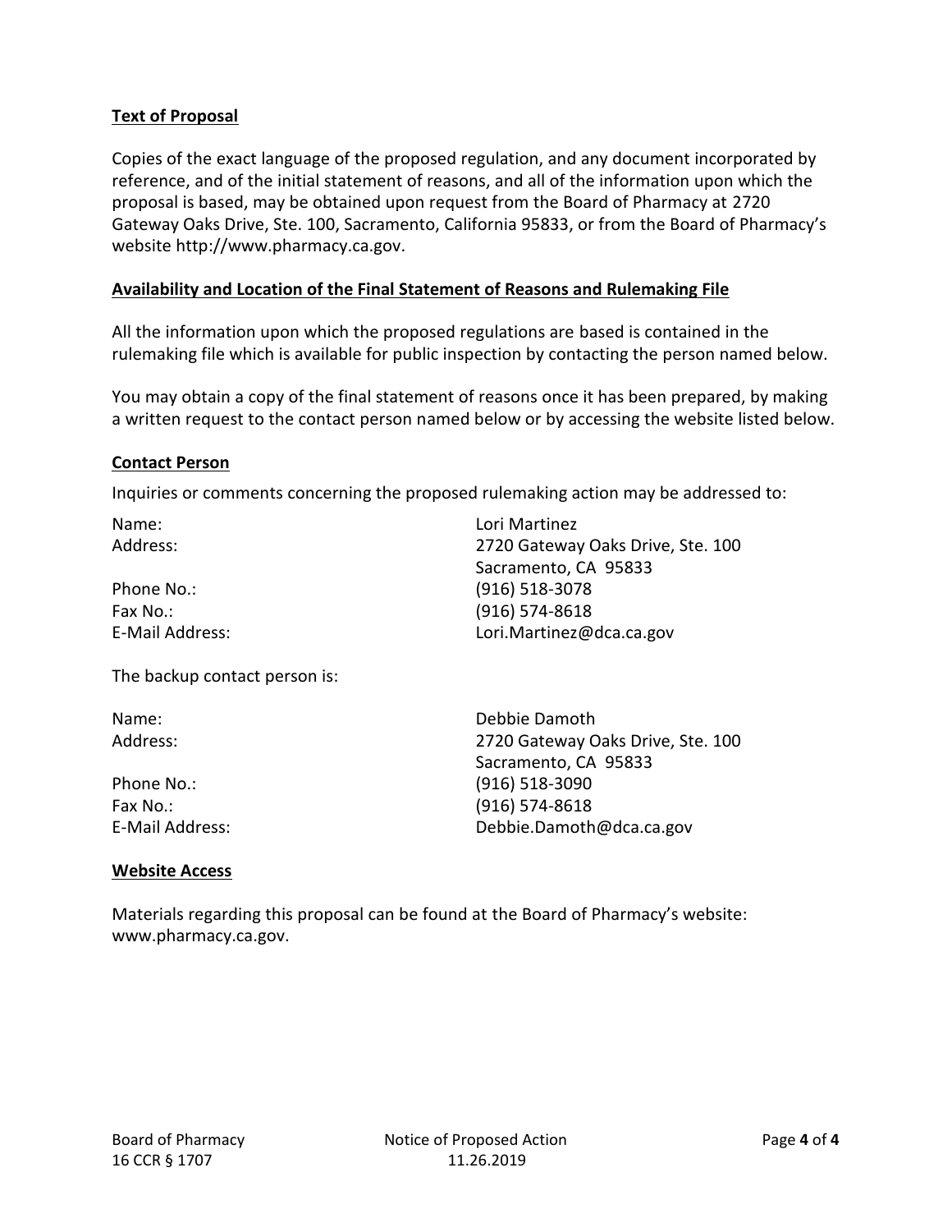**Text of Proposal**

Copies of the exact language of the proposed regulation, and any document incorporated by reference, and of the initial statement of reasons, and all of the information upon which the proposal is based, may be obtained upon request from the Board of Pharmacy at 2720 Gateway Oaks Drive, Ste. 100, Sacramento, California 95833, or from the Board of Pharmacy's website http://www.pharmacy.ca.gov.

**Availability and Location of the Final Statement of Reasons and Rulemaking File**

All the information upon which the proposed regulations are based is contained in the rulemaking file which is available for public inspection by contacting the person named below.

You may obtain a copy of the final statement of reasons once it has been prepared, by making a written request to the contact person named below or by accessing the website listed below.

**Contact Person**

Inquiries or comments concerning the proposed rulemaking action may be addressed to:

| | |
|---|---|
| Name: | Lori Martinez |
| Address: | 2720 Gateway Oaks Drive, Ste. 100<br>Sacramento, CA 95833 |
| Phone No.: | (916) 518-3078 |
| Fax No.: | (916) 574-8618 |
| E-Mail Address: | Lori.Martinez@dca.ca.gov |

The backup contact person is:

| | |
|---|---|
| Name: | Debbie Damoth |
| Address: | 2720 Gateway Oaks Drive, Ste. 100<br>Sacramento, CA 95833 |
| Phone No.: | (916) 518-3090 |
| Fax No.: | (916) 574-8618 |
| E-Mail Address: | Debbie.Damoth@dca.ca.gov |

**Website Access**

Materials regarding this proposal can be found at the Board of Pharmacy's website: www.pharmacy.ca.gov.